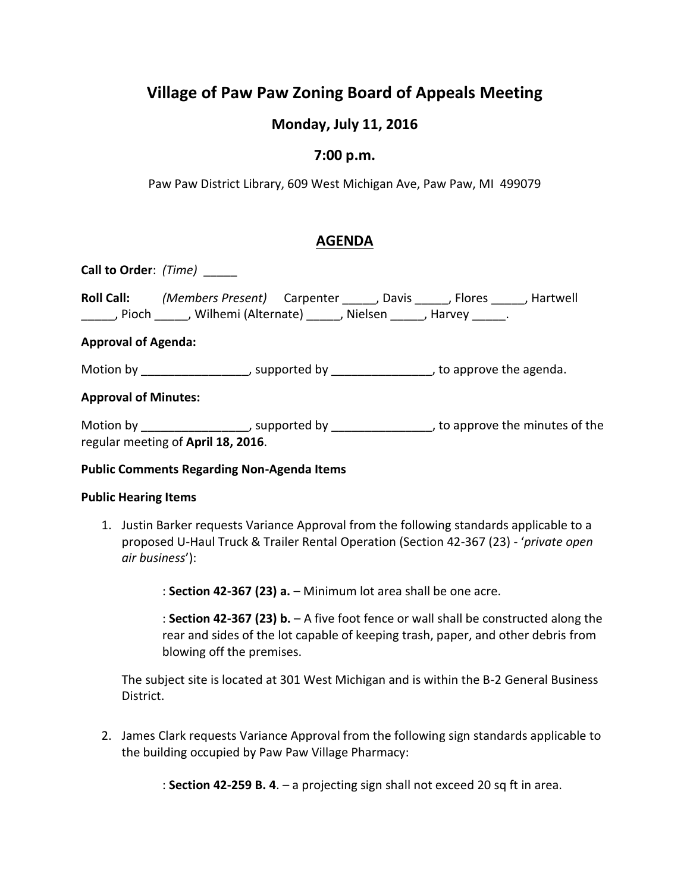# Village of Paw Paw Zoning Board of Appeals Meeting

## Monday, July 11, 2016

## 7:00 p.m.

Paw Paw District Library, 609 West Michigan Ave, Paw Paw, MI 499079

## AGENDA

**Call to Order**: *(Time)* _____

**Roll Call:** *(Members Present)* Carpenter _____, Davis _____, Flores _____, Hartwell _____, Pioch _____, Wilhemi (Alternate) _____, Nielsen _____, Harvey _____.

**Approval of Agenda:**

Motion by ________________, supported by _______________, to approve the agenda.

**Approval of Minutes:**

Motion by ________________, supported by _______________, to approve the minutes of the regular meeting of **April 18, 2016**.

**Public Comments Regarding Non-Agenda Items**

**Public Hearing Items**

1. Justin Barker requests Variance Approval from the following standards applicable to a proposed U-Haul Truck & Trailer Rental Operation (Section 42-367 (23) - '*private open air business*'):

   : **Section 42-367 (23) a.** – Minimum lot area shall be one acre.

   : **Section 42-367 (23) b.** – A five foot fence or wall shall be constructed along the rear and sides of the lot capable of keeping trash, paper, and other debris from blowing off the premises.

   The subject site is located at 301 West Michigan and is within the B-2 General Business District.

2. James Clark requests Variance Approval from the following sign standards applicable to the building occupied by Paw Paw Village Pharmacy:

   : **Section 42-259 B. 4**. – a projecting sign shall not exceed 20 sq ft in area.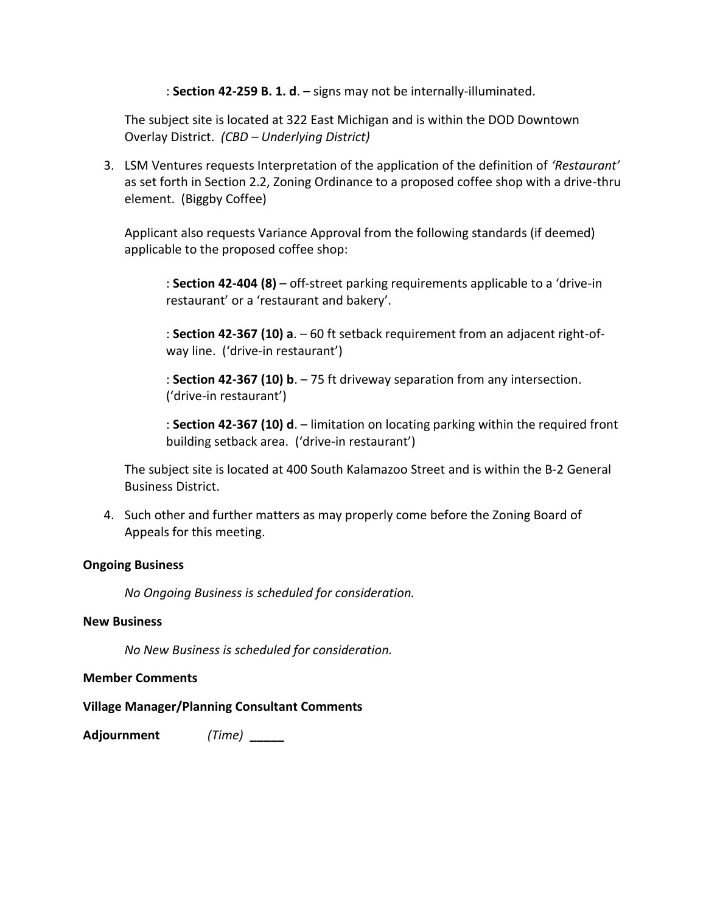: **Section 42-259 B. 1. d**. – signs may not be internally-illuminated.

The subject site is located at 322 East Michigan and is within the DOD Downtown Overlay District. *(CBD – Underlying District)*

3. LSM Ventures requests Interpretation of the application of the definition of *'Restaurant'* as set forth in Section 2.2, Zoning Ordinance to a proposed coffee shop with a drive-thru element. (Biggby Coffee)

   Applicant also requests Variance Approval from the following standards (if deemed) applicable to the proposed coffee shop:

   : **Section 42-404 (8)** – off-street parking requirements applicable to a 'drive-in restaurant' or a 'restaurant and bakery'.

   : **Section 42-367 (10) a**. – 60 ft setback requirement from an adjacent right-of-way line. ('drive-in restaurant')

   : **Section 42-367 (10) b**. – 75 ft driveway separation from any intersection. ('drive-in restaurant')

   : **Section 42-367 (10) d**. – limitation on locating parking within the required front building setback area. ('drive-in restaurant')

   The subject site is located at 400 South Kalamazoo Street and is within the B-2 General Business District.

4. Such other and further matters as may properly come before the Zoning Board of Appeals for this meeting.

**Ongoing Business**

*No Ongoing Business is scheduled for consideration.*

**New Business**

*No New Business is scheduled for consideration.*

**Member Comments**

**Village Manager/Planning Consultant Comments**

**Adjournment** *(Time)* _____